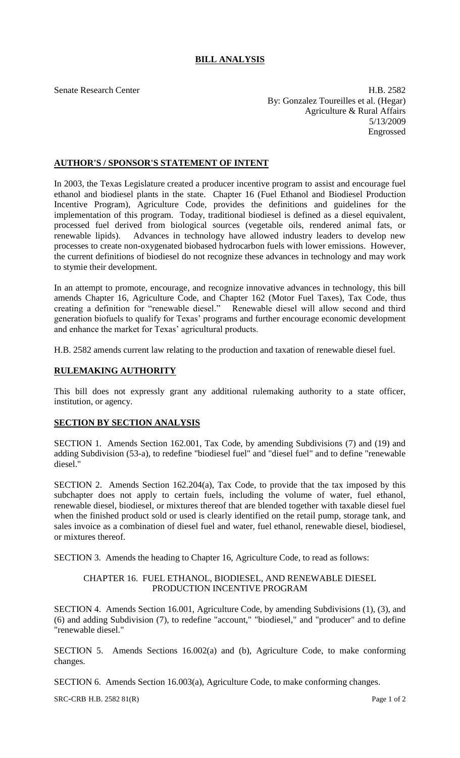# BILL ANALYSIS

Senate Research Center

H.B. 2582
By: Gonzalez Toureilles et al. (Hegar)
Agriculture & Rural Affairs
5/13/2009
Engrossed

## AUTHOR'S / SPONSOR'S STATEMENT OF INTENT

In 2003, the Texas Legislature created a producer incentive program to assist and encourage fuel ethanol and biodiesel plants in the state. Chapter 16 (Fuel Ethanol and Biodiesel Production Incentive Program), Agriculture Code, provides the definitions and guidelines for the implementation of this program. Today, traditional biodiesel is defined as a diesel equivalent, processed fuel derived from biological sources (vegetable oils, rendered animal fats, or renewable lipids). Advances in technology have allowed industry leaders to develop new processes to create non-oxygenated biobased hydrocarbon fuels with lower emissions. However, the current definitions of biodiesel do not recognize these advances in technology and may work to stymie their development.

In an attempt to promote, encourage, and recognize innovative advances in technology, this bill amends Chapter 16, Agriculture Code, and Chapter 162 (Motor Fuel Taxes), Tax Code, thus creating a definition for "renewable diesel." Renewable diesel will allow second and third generation biofuels to qualify for Texas' programs and further encourage economic development and enhance the market for Texas' agricultural products.

H.B. 2582 amends current law relating to the production and taxation of renewable diesel fuel.

## RULEMAKING AUTHORITY

This bill does not expressly grant any additional rulemaking authority to a state officer, institution, or agency.

## SECTION BY SECTION ANALYSIS

SECTION 1. Amends Section 162.001, Tax Code, by amending Subdivisions (7) and (19) and adding Subdivision (53-a), to redefine "biodiesel fuel" and "diesel fuel" and to define "renewable diesel."

SECTION 2. Amends Section 162.204(a), Tax Code, to provide that the tax imposed by this subchapter does not apply to certain fuels, including the volume of water, fuel ethanol, renewable diesel, biodiesel, or mixtures thereof that are blended together with taxable diesel fuel when the finished product sold or used is clearly identified on the retail pump, storage tank, and sales invoice as a combination of diesel fuel and water, fuel ethanol, renewable diesel, biodiesel, or mixtures thereof.

SECTION 3. Amends the heading to Chapter 16, Agriculture Code, to read as follows:

CHAPTER 16. FUEL ETHANOL, BIODIESEL, AND RENEWABLE DIESEL PRODUCTION INCENTIVE PROGRAM

SECTION 4. Amends Section 16.001, Agriculture Code, by amending Subdivisions (1), (3), and (6) and adding Subdivision (7), to redefine "account," "biodiesel," and "producer" and to define "renewable diesel."

SECTION 5. Amends Sections 16.002(a) and (b), Agriculture Code, to make conforming changes.

SECTION 6. Amends Section 16.003(a), Agriculture Code, to make conforming changes.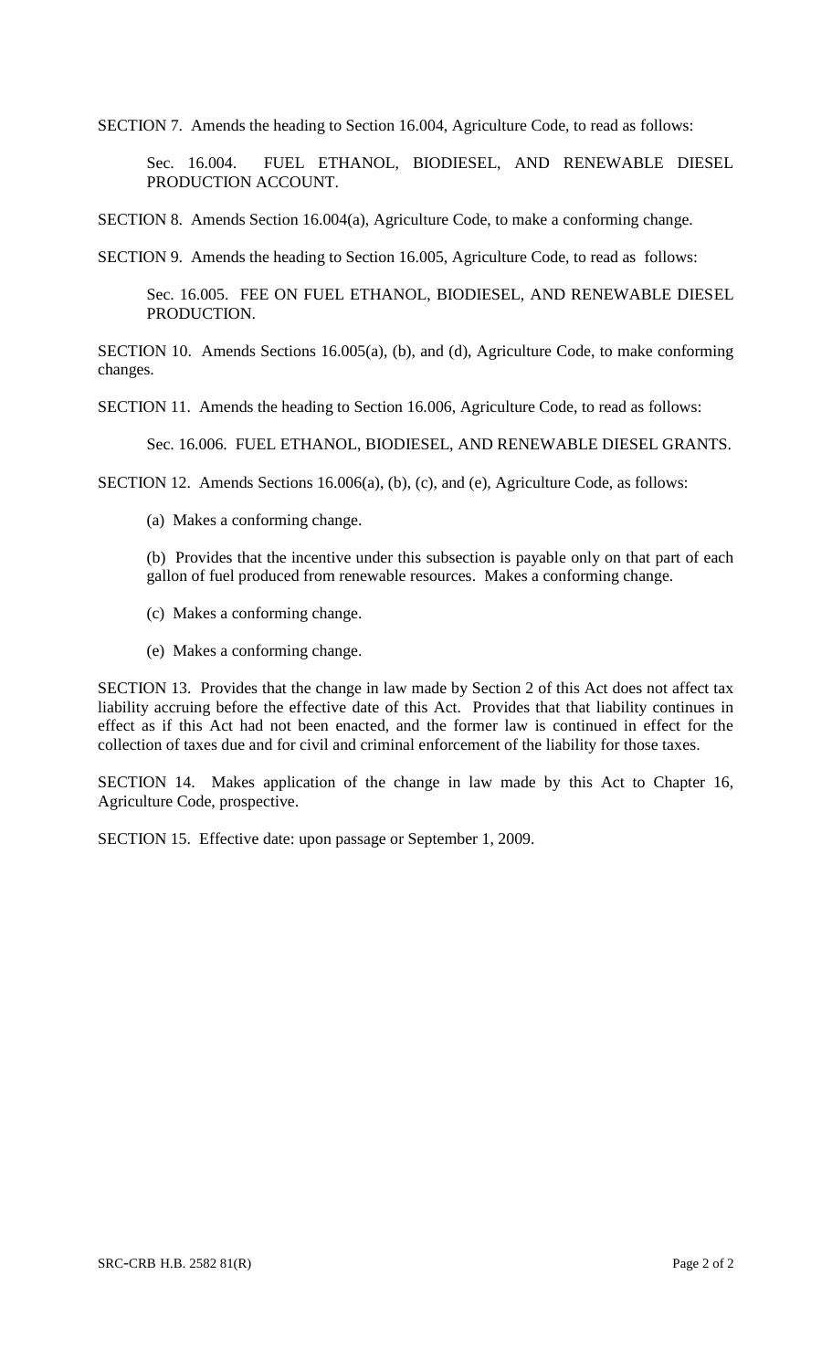SECTION 7. Amends the heading to Section 16.004, Agriculture Code, to read as follows:

Sec. 16.004. FUEL ETHANOL, BIODIESEL, AND RENEWABLE DIESEL PRODUCTION ACCOUNT.

SECTION 8. Amends Section 16.004(a), Agriculture Code, to make a conforming change.

SECTION 9. Amends the heading to Section 16.005, Agriculture Code, to read as follows:

Sec. 16.005. FEE ON FUEL ETHANOL, BIODIESEL, AND RENEWABLE DIESEL PRODUCTION.

SECTION 10. Amends Sections 16.005(a), (b), and (d), Agriculture Code, to make conforming changes.

SECTION 11. Amends the heading to Section 16.006, Agriculture Code, to read as follows:

Sec. 16.006. FUEL ETHANOL, BIODIESEL, AND RENEWABLE DIESEL GRANTS.

SECTION 12. Amends Sections 16.006(a), (b), (c), and (e), Agriculture Code, as follows:

(a) Makes a conforming change.

(b) Provides that the incentive under this subsection is payable only on that part of each gallon of fuel produced from renewable resources. Makes a conforming change.

(c) Makes a conforming change.

(e) Makes a conforming change.

SECTION 13. Provides that the change in law made by Section 2 of this Act does not affect tax liability accruing before the effective date of this Act. Provides that that liability continues in effect as if this Act had not been enacted, and the former law is continued in effect for the collection of taxes due and for civil and criminal enforcement of the liability for those taxes.

SECTION 14. Makes application of the change in law made by this Act to Chapter 16, Agriculture Code, prospective.

SECTION 15. Effective date: upon passage or September 1, 2009.